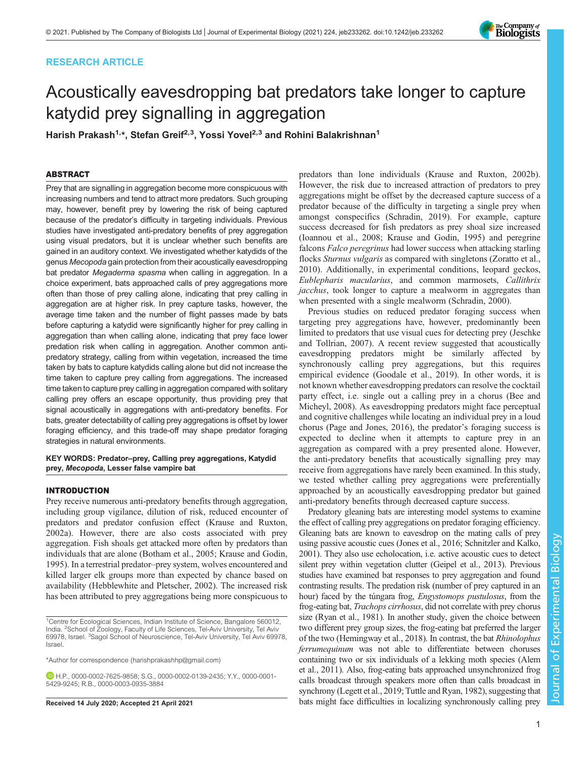RESEARCH ARTICLE

# Acoustically eavesdropping bat predators take longer to capture katydid prey signalling in aggregation

Harish Prakash[1,*], Stefan Greif[2,3], Yossi Yovel[2,3] and Rohini Balakrishnan[1]

## ABSTRACT

Prey that are signalling in aggregation become more conspicuous with increasing numbers and tend to attract more predators. Such grouping may, however, benefit prey by lowering the risk of being captured because of the predator's difficulty in targeting individuals. Previous studies have investigated anti-predatory benefits of prey aggregation using visual predators, but it is unclear whether such benefits are gained in an auditory context. We investigated whether katydids of the genus *Mecopoda* gain protection from their acoustically eavesdropping bat predator *Megaderma spasma* when calling in aggregation. In a choice experiment, bats approached calls of prey aggregations more often than those of prey calling alone, indicating that prey calling in aggregation are at higher risk. In prey capture tasks, however, the average time taken and the number of flight passes made by bats before capturing a katydid were significantly higher for prey calling in aggregation than when calling alone, indicating that prey face lower predation risk when calling in aggregation. Another common anti-predatory strategy, calling from within vegetation, increased the time taken by bats to capture katydids calling alone but did not increase the time taken to capture prey calling from aggregations. The increased time taken to capture prey calling in aggregation compared with solitary calling prey offers an escape opportunity, thus providing prey that signal acoustically in aggregations with anti-predatory benefits. For bats, greater detectability of calling prey aggregations is offset by lower foraging efficiency, and this trade-off may shape predator foraging strategies in natural environments.

**KEY WORDS: Predator–prey, Calling prey aggregations, Katydid prey, *Mecopoda*, Lesser false vampire bat**

## INTRODUCTION

Prey receive numerous anti-predatory benefits through aggregation, including group vigilance, dilution of risk, reduced encounter of predators and predator confusion effect (Krause and Ruxton, 2002a). However, there are also costs associated with prey aggregation. Fish shoals get attacked more often by predators than individuals that are alone (Botham et al., 2005; Krause and Godin, 1995). In a terrestrial predator–prey system, wolves encountered and killed larger elk groups more than expected by chance based on availability (Hebblewhite and Pletscher, 2002). The increased risk has been attributed to prey aggregations being more conspicuous to predators than lone individuals (Krause and Ruxton, 2002b). However, the risk due to increased attraction of predators to prey aggregations might be offset by the decreased capture success of a predator because of the difficulty in targeting a single prey when amongst conspecifics (Schradin, 2019). For example, capture success decreased for fish predators as prey shoal size increased (Ioannou et al., 2008; Krause and Godin, 1995) and peregrine falcons *Falco peregrinus* had lower success when attacking starling flocks *Sturnus vulgaris* as compared with singletons (Zoratto et al., 2010). Additionally, in experimental conditions, leopard geckos, *Eublepharis macularius*, and common marmosets, *Callithrix jacchus*, took longer to capture a mealworm in aggregates than when presented with a single mealworm (Schradin, 2000).

Previous studies on reduced predator foraging success when targeting prey aggregations have, however, predominantly been limited to predators that use visual cues for detecting prey (Jeschke and Tollrian, 2007). A recent review suggested that acoustically eavesdropping predators might be similarly affected by synchronously calling prey aggregations, but this requires empirical evidence (Goodale et al., 2019). In other words, it is not known whether eavesdropping predators can resolve the cocktail party effect, i.e. single out a calling prey in a chorus (Bee and Micheyl, 2008). As eavesdropping predators might face perceptual and cognitive challenges while locating an individual prey in a loud chorus (Page and Jones, 2016), the predator's foraging success is expected to decline when it attempts to capture prey in an aggregation as compared with a prey presented alone. However, the anti-predatory benefits that acoustically signalling prey may receive from aggregations have rarely been examined. In this study, we tested whether calling prey aggregations were preferentially approached by an acoustically eavesdropping predator but gained anti-predatory benefits through decreased capture success.

Predatory gleaning bats are interesting model systems to examine the effect of calling prey aggregations on predator foraging efficiency. Gleaning bats are known to eavesdrop on the mating calls of prey using passive acoustic cues (Jones et al., 2016; Schnitzler and Kalko, 2001). They also use echolocation, i.e. active acoustic cues to detect silent prey within vegetation clutter (Geipel et al., 2013). Previous studies have examined bat responses to prey aggregation and found contrasting results. The predation risk (number of prey captured in an hour) faced by the túngara frog, *Engystomops pustulosus*, from the frog-eating bat, *Trachops cirrhosus*, did not correlate with prey chorus size (Ryan et al., 1981). In another study, given the choice between two different prey group sizes, the frog-eating bat preferred the larger of the two (Hemingway et al., 2018). In contrast, the bat *Rhinolophus ferrumequinum* was not able to differentiate between choruses containing two or six individuals of a lekking moth species (Alem et al., 2011). Also, frog-eating bats approached unsynchronized frog calls broadcast through speakers more often than calls broadcast in synchrony (Legett et al., 2019; Tuttle and Ryan, 1982), suggesting that bats might face difficulties in localizing synchronously calling prey

[1]Centre for Ecological Sciences, Indian Institute of Science, Bangalore 560012, India. [2]School of Zoology, Faculty of Life Sciences, Tel-Aviv University, Tel Aviv 69978, Israel. [3]Sagol School of Neuroscience, Tel-Aviv University, Tel Aviv 69978, Israel.

*Author for correspondence (harishprakashhp@gmail.com)

H.P., 0000-0002-7625-9858; S.G., 0000-0002-0139-2435; Y.Y., 0000-0001-5429-9245; R.B., 0000-0003-0935-3884

Received 14 July 2020; Accepted 21 April 2021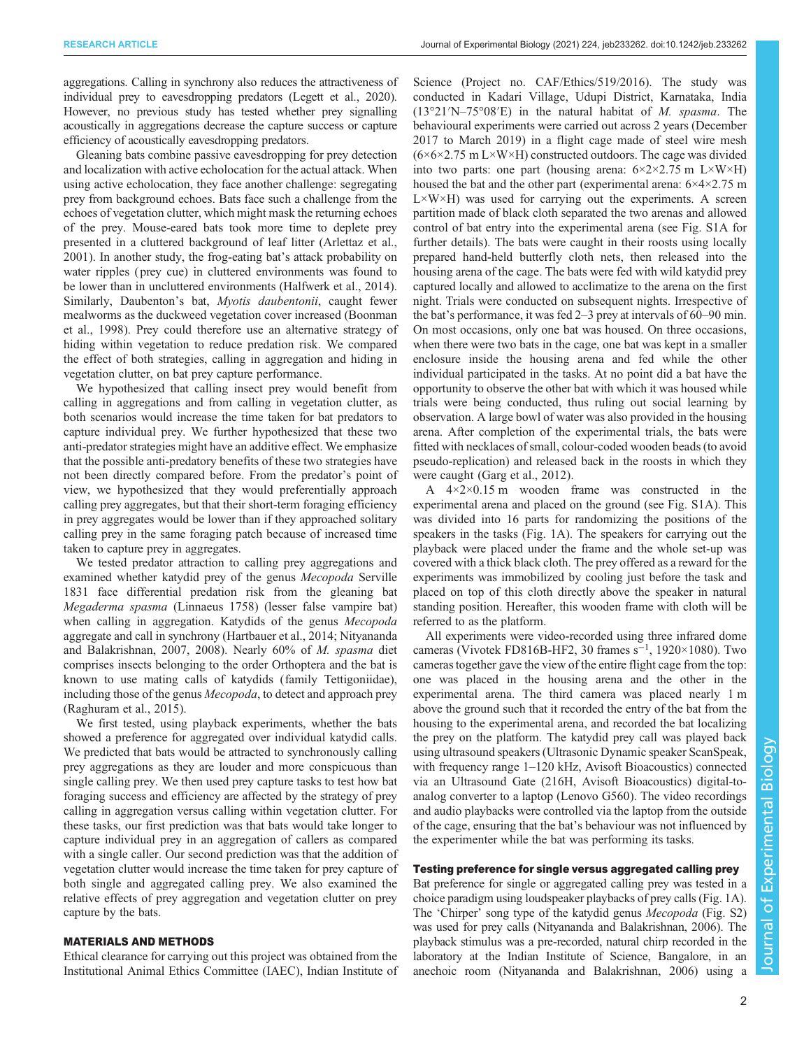aggregations. Calling in synchrony also reduces the attractiveness of individual prey to eavesdropping predators (Legett et al., 2020). However, no previous study has tested whether prey signalling acoustically in aggregations decrease the capture success or capture efficiency of acoustically eavesdropping predators.

Gleaning bats combine passive eavesdropping for prey detection and localization with active echolocation for the actual attack. When using active echolocation, they face another challenge: segregating prey from background echoes. Bats face such a challenge from the echoes of vegetation clutter, which might mask the returning echoes of the prey. Mouse-eared bats took more time to deplete prey presented in a cluttered background of leaf litter (Arlettaz et al., 2001). In another study, the frog-eating bat's attack probability on water ripples (prey cue) in cluttered environments was found to be lower than in uncluttered environments (Halfwerk et al., 2014). Similarly, Daubenton's bat, *Myotis daubentonii*, caught fewer mealworms as the duckweed vegetation cover increased (Boonman et al., 1998). Prey could therefore use an alternative strategy of hiding within vegetation to reduce predation risk. We compared the effect of both strategies, calling in aggregation and hiding in vegetation clutter, on bat prey capture performance.

We hypothesized that calling insect prey would benefit from calling in aggregations and from calling in vegetation clutter, as both scenarios would increase the time taken for bat predators to capture individual prey. We further hypothesized that these two anti-predator strategies might have an additive effect. We emphasize that the possible anti-predatory benefits of these two strategies have not been directly compared before. From the predator's point of view, we hypothesized that they would preferentially approach calling prey aggregates, but that their short-term foraging efficiency in prey aggregates would be lower than if they approached solitary calling prey in the same foraging patch because of increased time taken to capture prey in aggregates.

We tested predator attraction to calling prey aggregations and examined whether katydid prey of the genus *Mecopoda* Serville 1831 face differential predation risk from the gleaning bat *Megaderma spasma* (Linnaeus 1758) (lesser false vampire bat) when calling in aggregation. Katydids of the genus *Mecopoda* aggregate and call in synchrony (Hartbauer et al., 2014; Nityananda and Balakrishnan, 2007, 2008). Nearly 60% of *M. spasma* diet comprises insects belonging to the order Orthoptera and the bat is known to use mating calls of katydids (family Tettigoniidae), including those of the genus *Mecopoda*, to detect and approach prey (Raghuram et al., 2015).

We first tested, using playback experiments, whether the bats showed a preference for aggregated over individual katydid calls. We predicted that bats would be attracted to synchronously calling prey aggregations as they are louder and more conspicuous than single calling prey. We then used prey capture tasks to test how bat foraging success and efficiency are affected by the strategy of prey calling in aggregation versus calling within vegetation clutter. For these tasks, our first prediction was that bats would take longer to capture individual prey in an aggregation of callers as compared with a single caller. Our second prediction was that the addition of vegetation clutter would increase the time taken for prey capture of both single and aggregated calling prey. We also examined the relative effects of prey aggregation and vegetation clutter on prey capture by the bats.

## MATERIALS AND METHODS

Ethical clearance for carrying out this project was obtained from the Institutional Animal Ethics Committee (IAEC), Indian Institute of Science (Project no. CAF/Ethics/519/2016). The study was conducted in Kadari Village, Udupi District, Karnataka, India (13°21′N–75°08′E) in the natural habitat of *M. spasma*. The behavioural experiments were carried out across 2 years (December 2017 to March 2019) in a flight cage made of steel wire mesh (6×6×2.75 m L×W×H) constructed outdoors. The cage was divided into two parts: one part (housing arena: 6×2×2.75 m L×W×H) housed the bat and the other part (experimental arena: 6×4×2.75 m L×W×H) was used for carrying out the experiments. A screen partition made of black cloth separated the two arenas and allowed control of bat entry into the experimental arena (see Fig. S1A for further details). The bats were caught in their roosts using locally prepared hand-held butterfly cloth nets, then released into the housing arena of the cage. The bats were fed with wild katydid prey captured locally and allowed to acclimatize to the arena on the first night. Trials were conducted on subsequent nights. Irrespective of the bat's performance, it was fed 2–3 prey at intervals of 60–90 min. On most occasions, only one bat was housed. On three occasions, when there were two bats in the cage, one bat was kept in a smaller enclosure inside the housing arena and fed while the other individual participated in the tasks. At no point did a bat have the opportunity to observe the other bat with which it was housed while trials were being conducted, thus ruling out social learning by observation. A large bowl of water was also provided in the housing arena. After completion of the experimental trials, the bats were fitted with necklaces of small, colour-coded wooden beads (to avoid pseudo-replication) and released back in the roosts in which they were caught (Garg et al., 2012).

A 4×2×0.15 m wooden frame was constructed in the experimental arena and placed on the ground (see Fig. S1A). This was divided into 16 parts for randomizing the positions of the speakers in the tasks (Fig. 1A). The speakers for carrying out the playback were placed under the frame and the whole set-up was covered with a thick black cloth. The prey offered as a reward for the experiments was immobilized by cooling just before the task and placed on top of this cloth directly above the speaker in natural standing position. Hereafter, this wooden frame with cloth will be referred to as the platform.

All experiments were video-recorded using three infrared dome cameras (Vivotek FD816B-HF2, 30 frames $s^{-1}$, 1920×1080). Two cameras together gave the view of the entire flight cage from the top: one was placed in the housing arena and the other in the experimental arena. The third camera was placed nearly 1 m above the ground such that it recorded the entry of the bat from the housing to the experimental arena, and recorded the bat localizing the prey on the platform. The katydid prey call was played back using ultrasound speakers (Ultrasonic Dynamic speaker ScanSpeak, frequency range 1–120 kHz, Avisoft Bioacoustics) connected via an Ultrasound Gate (216H, Avisoft Bioacoustics) digital-to-analog converter to a laptop (Lenovo G560). The video recordings and audio playbacks were controlled via the laptop from the outside of the cage, ensuring that the bat's behaviour was not influenced by the experimenter while the bat was performing its tasks.

### Testing preference for single versus aggregated calling prey

Bat preference for single or aggregated calling prey was tested in a choice paradigm using loudspeaker playbacks of prey calls (Fig. 1A). The 'Chirper' song type of the katydid genus *Mecopoda* (Fig. S2) was used for prey calls (Nityananda and Balakrishnan, 2006). The playback stimulus was a pre-recorded, natural chirp recorded in the laboratory at the Indian Institute of Science, Bangalore, in an anechoic room (Nityananda and Balakrishnan, 2006) using a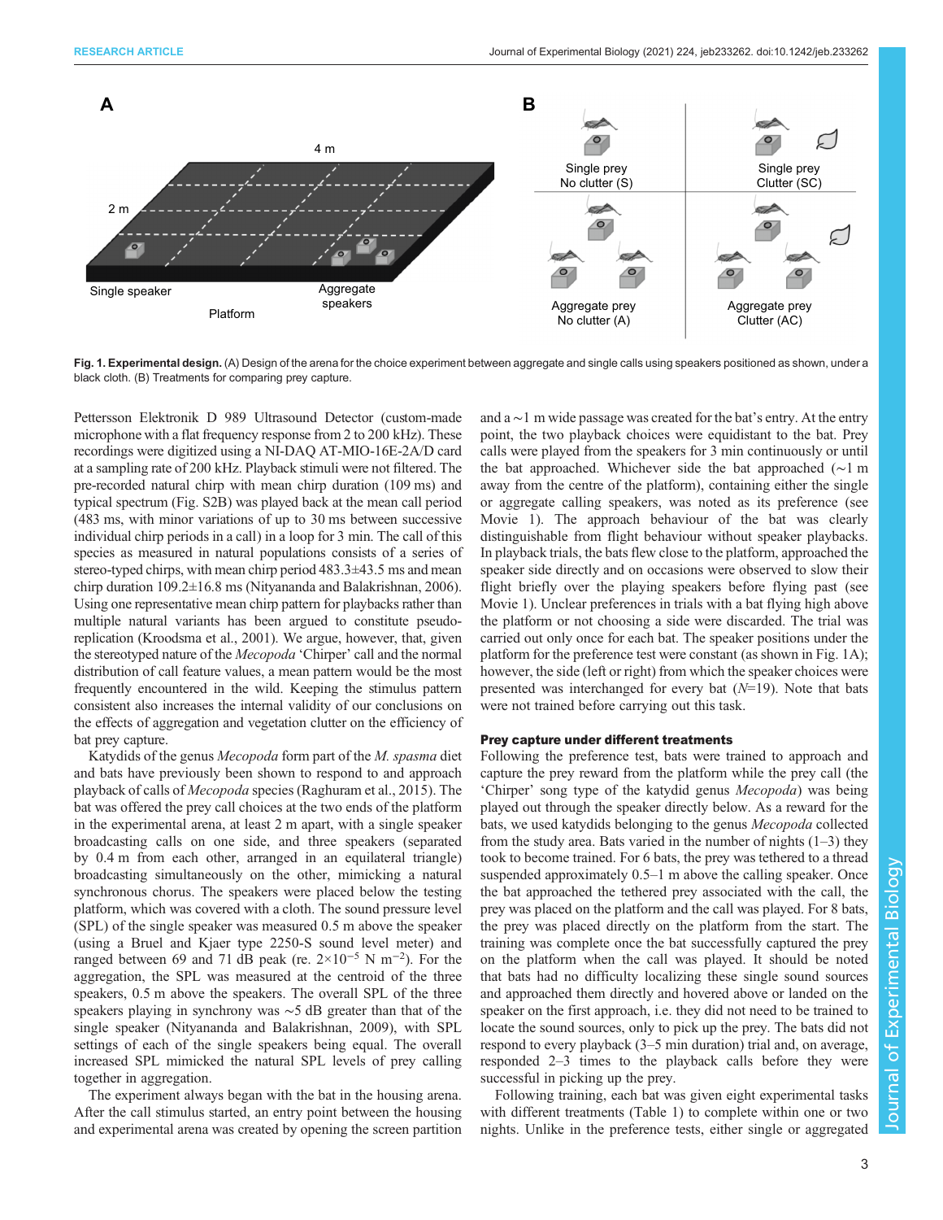**Fig. 1. Experimental design.** (A) Design of the arena for the choice experiment between aggregate and single calls using speakers positioned as shown, under a black cloth. (B) Treatments for comparing prey capture.

Pettersson Elektronik D 989 Ultrasound Detector (custom-made microphone with a flat frequency response from 2 to 200 kHz). These recordings were digitized using a NI-DAQ AT-MIO-16E-2A/D card at a sampling rate of 200 kHz. Playback stimuli were not filtered. The pre-recorded natural chirp with mean chirp duration (109 ms) and typical spectrum (Fig. S2B) was played back at the mean call period (483 ms, with minor variations of up to 30 ms between successive individual chirp periods in a call) in a loop for 3 min. The call of this species as measured in natural populations consists of a series of stereo-typed chirps, with mean chirp period 483.3±43.5 ms and mean chirp duration 109.2±16.8 ms (Nityananda and Balakrishnan, 2006). Using one representative mean chirp pattern for playbacks rather than multiple natural variants has been argued to constitute pseudo-replication (Kroodsma et al., 2001). We argue, however, that, given the stereotyped nature of the *Mecopoda* 'Chirper' call and the normal distribution of call feature values, a mean pattern would be the most frequently encountered in the wild. Keeping the stimulus pattern consistent also increases the internal validity of our conclusions on the effects of aggregation and vegetation clutter on the efficiency of bat prey capture.

Katydids of the genus *Mecopoda* form part of the *M. spasma* diet and bats have previously been shown to respond to and approach playback of calls of *Mecopoda* species (Raghuram et al., 2015). The bat was offered the prey call choices at the two ends of the platform in the experimental arena, at least 2 m apart, with a single speaker broadcasting calls on one side, and three speakers (separated by 0.4 m from each other, arranged in an equilateral triangle) broadcasting simultaneously on the other, mimicking a natural synchronous chorus. The speakers were placed below the testing platform, which was covered with a cloth. The sound pressure level (SPL) of the single speaker was measured 0.5 m above the speaker (using a Bruel and Kjaer type 2250-S sound level meter) and ranged between 69 and 71 dB peak (re. $2\times10^{-5}$ N $m^{-2}$). For the aggregation, the SPL was measured at the centroid of the three speakers, 0.5 m above the speakers. The overall SPL of the three speakers playing in synchrony was ~5 dB greater than that of the single speaker (Nityananda and Balakrishnan, 2009), with SPL settings of each of the single speakers being equal. The overall increased SPL mimicked the natural SPL levels of prey calling together in aggregation.

The experiment always began with the bat in the housing arena. After the call stimulus started, an entry point between the housing and experimental arena was created by opening the screen partition and a ~1 m wide passage was created for the bat's entry. At the entry point, the two playback choices were equidistant to the bat. Prey calls were played from the speakers for 3 min continuously or until the bat approached. Whichever side the bat approached (~1 m away from the centre of the platform), containing either the single or aggregate calling speakers, was noted as its preference (see Movie 1). The approach behaviour of the bat was clearly distinguishable from flight behaviour without speaker playbacks. In playback trials, the bats flew close to the platform, approached the speaker side directly and on occasions were observed to slow their flight briefly over the playing speakers before flying past (see Movie 1). Unclear preferences in trials with a bat flying high above the platform or not choosing a side were discarded. The trial was carried out only once for each bat. The speaker positions under the platform for the preference test were constant (as shown in Fig. 1A); however, the side (left or right) from which the speaker choices were presented was interchanged for every bat ($N$=19). Note that bats were not trained before carrying out this task.

### Prey capture under different treatments

Following the preference test, bats were trained to approach and capture the prey reward from the platform while the prey call (the 'Chirper' song type of the katydid genus *Mecopoda*) was being played out through the speaker directly below. As a reward for the bats, we used katydids belonging to the genus *Mecopoda* collected from the study area. Bats varied in the number of nights (1–3) they took to become trained. For 6 bats, the prey was tethered to a thread suspended approximately 0.5–1 m above the calling speaker. Once the bat approached the tethered prey associated with the call, the prey was placed on the platform and the call was played. For 8 bats, the prey was placed directly on the platform from the start. The training was complete once the bat successfully captured the prey on the platform when the call was played. It should be noted that bats had no difficulty localizing these single sound sources and approached them directly and hovered above or landed on the speaker on the first approach, i.e. they did not need to be trained to locate the sound sources, only to pick up the prey. The bats did not respond to every playback (3–5 min duration) trial and, on average, responded 2–3 times to the playback calls before they were successful in picking up the prey.

Following training, each bat was given eight experimental tasks with different treatments (Table 1) to complete within one or two nights. Unlike in the preference tests, either single or aggregated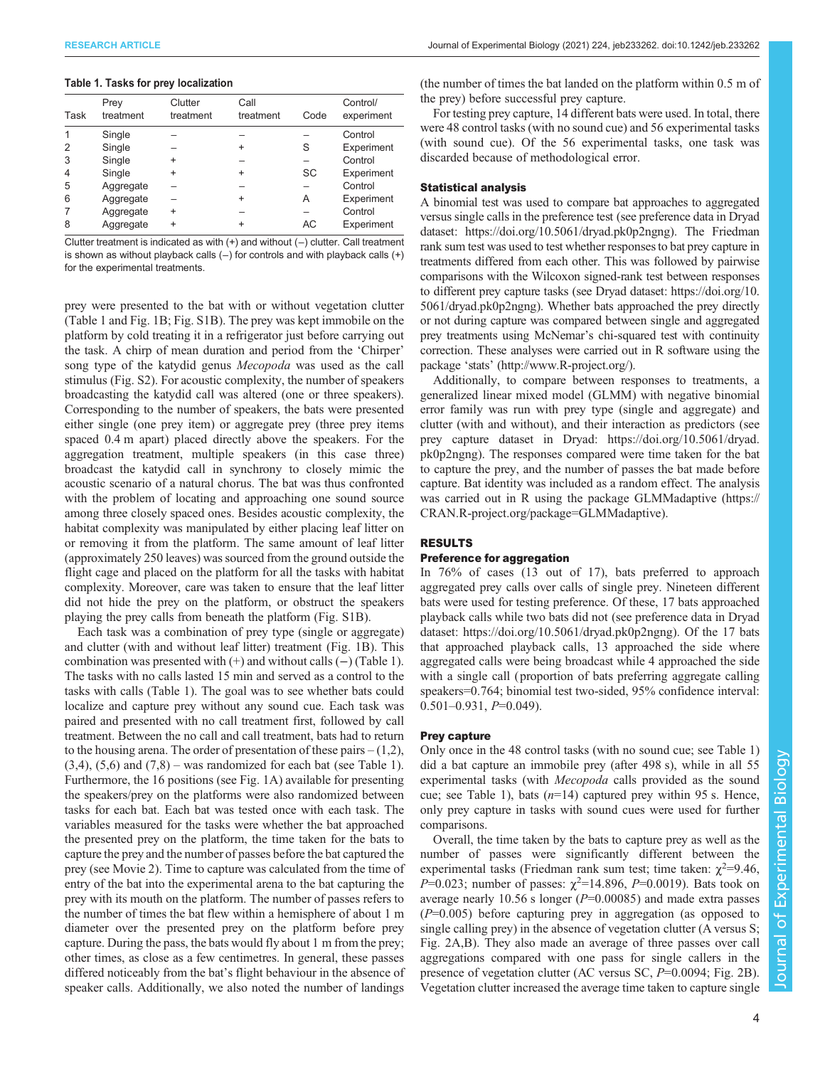**Table 1. Tasks for prey localization**

| Task | Prey treatment | Clutter treatment | Call treatment | Code | Control/ experiment |
|---|---|---|---|---|---|
| 1 | Single | – | – | – | Control |
| 2 | Single | – | + | S | Experiment |
| 3 | Single | + | – | – | Control |
| 4 | Single | + | + | SC | Experiment |
| 5 | Aggregate | – | – | – | Control |
| 6 | Aggregate | – | + | A | Experiment |
| 7 | Aggregate | + | – | – | Control |
| 8 | Aggregate | + | + | AC | Experiment |

Clutter treatment is indicated as with (+) and without (–) clutter. Call treatment is shown as without playback calls (–) for controls and with playback calls (+) for the experimental treatments.

prey were presented to the bat with or without vegetation clutter (Table 1 and Fig. 1B; Fig. S1B). The prey was kept immobile on the platform by cold treating it in a refrigerator just before carrying out the task. A chirp of mean duration and period from the 'Chirper' song type of the katydid genus *Mecopoda* was used as the call stimulus (Fig. S2). For acoustic complexity, the number of speakers broadcasting the katydid call was altered (one or three speakers). Corresponding to the number of speakers, the bats were presented either single (one prey item) or aggregate prey (three prey items spaced 0.4 m apart) placed directly above the speakers. For the aggregation treatment, multiple speakers (in this case three) broadcast the katydid call in synchrony to closely mimic the acoustic scenario of a natural chorus. The bat was thus confronted with the problem of locating and approaching one sound source among three closely spaced ones. Besides acoustic complexity, the habitat complexity was manipulated by either placing leaf litter on or removing it from the platform. The same amount of leaf litter (approximately 250 leaves) was sourced from the ground outside the flight cage and placed on the platform for all the tasks with habitat complexity. Moreover, care was taken to ensure that the leaf litter did not hide the prey on the platform, or obstruct the speakers playing the prey calls from beneath the platform (Fig. S1B).

Each task was a combination of prey type (single or aggregate) and clutter (with and without leaf litter) treatment (Fig. 1B). This combination was presented with (+) and without (−) (Table 1). The tasks with no calls lasted 15 min and served as a control to the tasks with calls (Table 1). The goal was to see whether bats could localize and capture prey without any sound cue. Each task was paired and presented with no call treatment first, followed by call treatment. Between the no call and call treatment, bats had to return to the housing arena. The order of presentation of these pairs – (1,2), (3,4), (5,6) and (7,8) – was randomized for each bat (see Table 1). Furthermore, the 16 positions (see Fig. 1A) available for presenting the speakers/prey on the platforms were also randomized between tasks for each bat. Each bat was tested once with each task. The variables measured for the tasks were whether the bat approached the presented prey on the platform, the time taken for the bats to capture the prey and the number of passes before the bat captured the prey (see Movie 2). Time to capture was calculated from the time of entry of the bat into the experimental arena to the bat capturing the prey with its mouth on the platform. The number of passes refers to the number of times the bat flew within a hemisphere of about 1 m diameter over the presented prey on the platform before prey capture. During the pass, the bats would fly about 1 m from the prey; other times, as close as a few centimetres. In general, these passes differed noticeably from the bat's flight behaviour in the absence of speaker calls. Additionally, we also noted the number of landings (the number of times the bat landed on the platform within 0.5 m of the prey) before successful prey capture.

For testing prey capture, 14 different bats were used. In total, there were 48 control tasks (with no sound cue) and 56 experimental tasks (with sound cue). Of the 56 experimental tasks, one task was discarded because of methodological error.

### Statistical analysis

A binomial test was used to compare bat approaches to aggregated versus single calls in the preference test (see preference data in Dryad dataset: https://doi.org/10.5061/dryad.pk0p2ngng). The Friedman rank sum test was used to test whether responses to bat prey capture in treatments differed from each other. This was followed by pairwise comparisons with the Wilcoxon signed-rank test between responses to different prey capture tasks (see Dryad dataset: https://doi.org/10.5061/dryad.pk0p2ngng). Whether bats approached the prey directly or not during capture was compared between single and aggregated prey treatments using McNemar's chi-squared test with continuity correction. These analyses were carried out in R software using the package 'stats' (http://www.R-project.org/).

Additionally, to compare between responses to treatments, a generalized linear mixed model (GLMM) with negative binomial error family was run with prey type (single and aggregate) and clutter (with and without), and their interaction as predictors (see prey capture dataset in Dryad: https://doi.org/10.5061/dryad.pk0p2ngng). The responses compared were time taken for the bat to capture the prey, and the number of passes the bat made before capture. Bat identity was included as a random effect. The analysis was carried out in R using the package GLMMadaptive (https://CRAN.R-project.org/package=GLMMadaptive).

## RESULTS

### Preference for aggregation

In 76% of cases (13 out of 17), bats preferred to approach aggregated prey calls over calls of single prey. Nineteen different bats were used for testing preference. Of these, 17 bats approached playback calls while two bats did not (see preference data in Dryad dataset: https://doi.org/10.5061/dryad.pk0p2ngng). Of the 17 bats that approached playback calls, 13 approached the side where aggregated calls were being broadcast while 4 approached the side with a single call (proportion of bats preferring aggregate calling speakers=0.764; binomial test two-sided, 95% confidence interval: 0.501–0.931, $P$=0.049).

### Prey capture

Only once in the 48 control tasks (with no sound cue; see Table 1) did a bat capture an immobile prey (after 498 s), while in all 55 experimental tasks (with *Mecopoda* calls provided as the sound cue; see Table 1), bats ($n$=14) captured prey within 95 s. Hence, only prey capture in tasks with sound cues were used for further comparisons.

Overall, the time taken by the bats to capture prey as well as the number of passes were significantly different between the experimental tasks (Friedman rank sum test; time taken: $\chi^2$=9.46, $P$=0.023; number of passes: $\chi^2$=14.896, $P$=0.0019). Bats took on average nearly 10.56 s longer ($P$=0.00085) and made extra passes ($P$=0.005) before capturing prey in aggregation (as opposed to single calling prey) in the absence of vegetation clutter (A versus S; Fig. 2A,B). They also made an average of three passes over call aggregations compared with one pass for single callers in the presence of vegetation clutter (AC versus SC, $P$=0.0094; Fig. 2B). Vegetation clutter increased the average time taken to capture single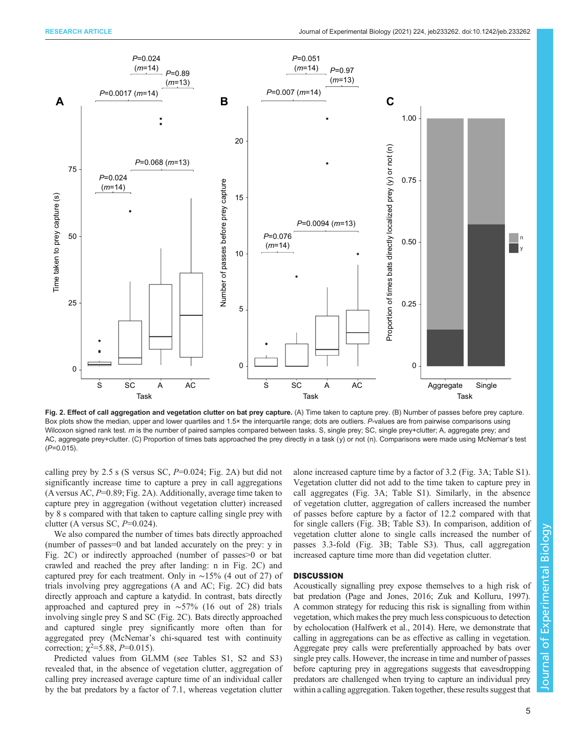Fig. 2. Effect of call aggregation and vegetation clutter on bat prey capture. (A) Time taken to capture prey. (B) Number of passes before prey capture. Box plots show the median, upper and lower quartiles and 1.5× the interquartile range; dots are outliers. *P*-values are from pairwise comparisons using Wilcoxon signed rank test. *m* is the number of paired samples compared between tasks. S, single prey; SC, single prey+clutter; A, aggregate prey; and AC, aggregate prey+clutter. (C) Proportion of times bats approached the prey directly in a task (y) or not (n). Comparisons were made using McNemar's test ($P$=0.015).

calling prey by 2.5 s (S versus SC, $P$=0.024; Fig. 2A) but did not significantly increase time to capture a prey in call aggregations (A versus AC, $P$=0.89; Fig. 2A). Additionally, average time taken to capture prey in aggregation (without vegetation clutter) increased by 8 s compared with that taken to capture calling single prey with clutter (A versus SC, $P$=0.024).

We also compared the number of times bats directly approached (number of passes=0 and bat landed accurately on the prey: y in Fig. 2C) or indirectly approached (number of passes>0 or bat crawled and reached the prey after landing: n in Fig. 2C) and captured prey for each treatment. Only in ∼15% (4 out of 27) of trials involving prey aggregations (A and AC; Fig. 2C) did bats directly approach and capture a katydid. In contrast, bats directly approached and captured prey in ∼57% (16 out of 28) trials involving single prey S and SC (Fig. 2C). Bats directly approached and captured single prey significantly more often than for aggregated prey (McNemar's chi-squared test with continuity correction; $\chi^2$=5.88, $P$=0.015).

Predicted values from GLMM (see Tables S1, S2 and S3) revealed that, in the absence of vegetation clutter, aggregation of calling prey increased average capture time of an individual caller by the bat predators by a factor of 7.1, whereas vegetation clutter alone increased capture time by a factor of 3.2 (Fig. 3A; Table S1). Vegetation clutter did not add to the time taken to capture prey in call aggregates (Fig. 3A; Table S1). Similarly, in the absence of vegetation clutter, aggregation of callers increased the number of passes before capture by a factor of 12.2 compared with that for single callers (Fig. 3B; Table S3). In comparison, addition of vegetation clutter alone to single calls increased the number of passes 3.3-fold (Fig. 3B; Table S3). Thus, call aggregation increased capture time more than did vegetation clutter.

## DISCUSSION

Acoustically signalling prey expose themselves to a high risk of bat predation (Page and Jones, 2016; Zuk and Kolluru, 1997). A common strategy for reducing this risk is signalling from within vegetation, which makes the prey much less conspicuous to detection by echolocation (Halfwerk et al., 2014). Here, we demonstrate that calling in aggregations can be as effective as calling in vegetation. Aggregate prey calls were preferentially approached by bats over single prey calls. However, the increase in time and number of passes before capturing prey in aggregations suggests that eavesdropping predators are challenged when trying to capture an individual prey within a calling aggregation. Taken together, these results suggest that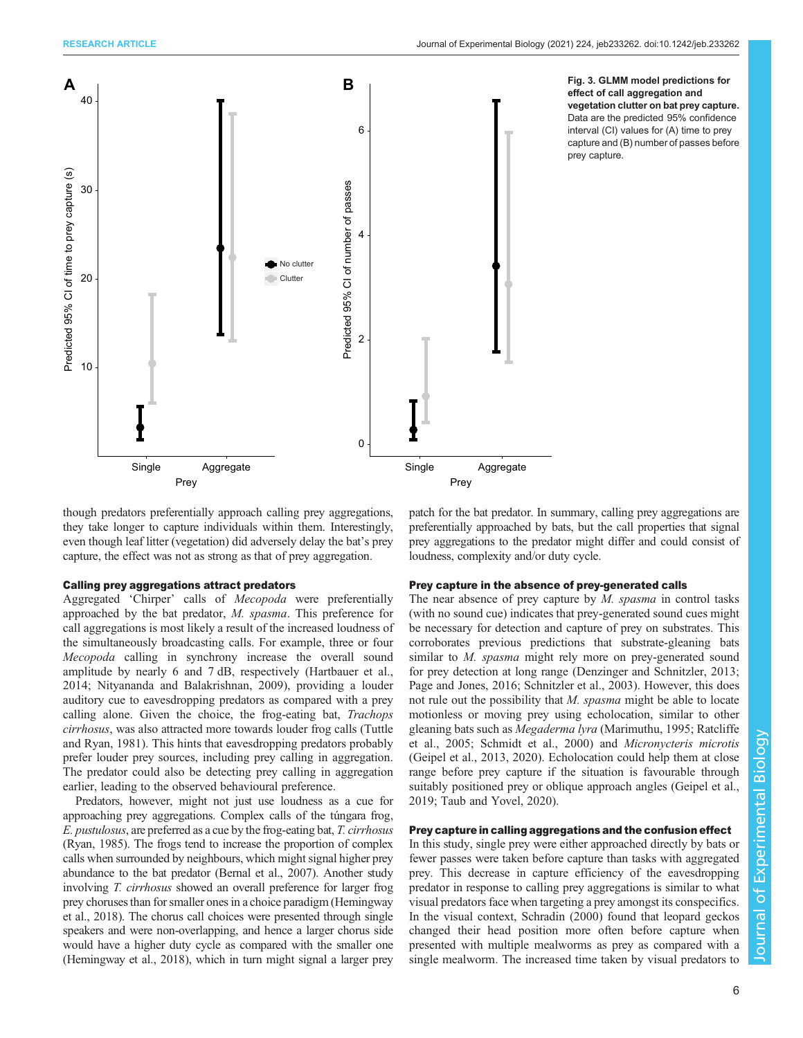Fig. 3. GLMM model predictions for effect of call aggregation and vegetation clutter on bat prey capture. Data are the predicted 95% confidence interval (CI) values for (A) time to prey capture and (B) number of passes before prey capture.

though predators preferentially approach calling prey aggregations, they take longer to capture individuals within them. Interestingly, even though leaf litter (vegetation) did adversely delay the bat's prey capture, the effect was not as strong as that of prey aggregation.

### Calling prey aggregations attract predators

Aggregated 'Chirper' calls of *Mecopoda* were preferentially approached by the bat predator, *M. spasma*. This preference for call aggregations is most likely a result of the increased loudness of the simultaneously broadcasting calls. For example, three or four *Mecopoda* calling in synchrony increase the overall sound amplitude by nearly 6 and 7 dB, respectively (Hartbauer et al., 2014; Nityananda and Balakrishnan, 2009), providing a louder auditory cue to eavesdropping predators as compared with a prey calling alone. Given the choice, the frog-eating bat, *Trachops cirrhosus*, was also attracted more towards louder frog calls (Tuttle and Ryan, 1981). This hints that eavesdropping predators probably prefer louder prey sources, including prey calling in aggregation. The predator could also be detecting prey calling in aggregation earlier, leading to the observed behavioural preference.

Predators, however, might not just use loudness as a cue for approaching prey aggregations. Complex calls of the túngara frog, *E. pustulosus*, are preferred as a cue by the frog-eating bat, *T. cirrhosus* (Ryan, 1985). The frogs tend to increase the proportion of complex calls when surrounded by neighbours, which might signal higher prey abundance to the bat predator (Bernal et al., 2007). Another study involving *T. cirrhosus* showed an overall preference for larger frog prey choruses than for smaller ones in a choice paradigm (Hemingway et al., 2018). The chorus call choices were presented through single speakers and were non-overlapping, and hence a larger chorus side would have a higher duty cycle as compared with the smaller one (Hemingway et al., 2018), which in turn might signal a larger prey patch for the bat predator. In summary, calling prey aggregations are preferentially approached by bats, but the call properties that signal prey aggregations to the predator might differ and could consist of loudness, complexity and/or duty cycle.

### Prey capture in the absence of prey-generated calls

The near absence of prey capture by *M. spasma* in control tasks (with no sound cue) indicates that prey-generated sound cues might be necessary for detection and capture of prey on substrates. This corroborates previous predictions that substrate-gleaning bats similar to *M. spasma* might rely more on prey-generated sound for prey detection at long range (Denzinger and Schnitzler, 2013; Page and Jones, 2016; Schnitzler et al., 2003). However, this does not rule out the possibility that *M. spasma* might be able to locate motionless or moving prey using echolocation, similar to other gleaning bats such as *Megaderma lyra* (Marimuthu, 1995; Ratcliffe et al., 2005; Schmidt et al., 2000) and *Micronycteris microtis* (Geipel et al., 2013, 2020). Echolocation could help them at close range before prey capture if the situation is favourable through suitably positioned prey or oblique approach angles (Geipel et al., 2019; Taub and Yovel, 2020).

### Prey capture in calling aggregations and the confusion effect

In this study, single prey were either approached directly by bats or fewer passes were taken before capture than tasks with aggregated prey. This decrease in capture efficiency of the eavesdropping predator in response to calling prey aggregations is similar to what visual predators face when targeting a prey amongst its conspecifics. In the visual context, Schradin (2000) found that leopard geckos changed their head position more often before capture when presented with multiple mealworms as prey as compared with a single mealworm. The increased time taken by visual predators to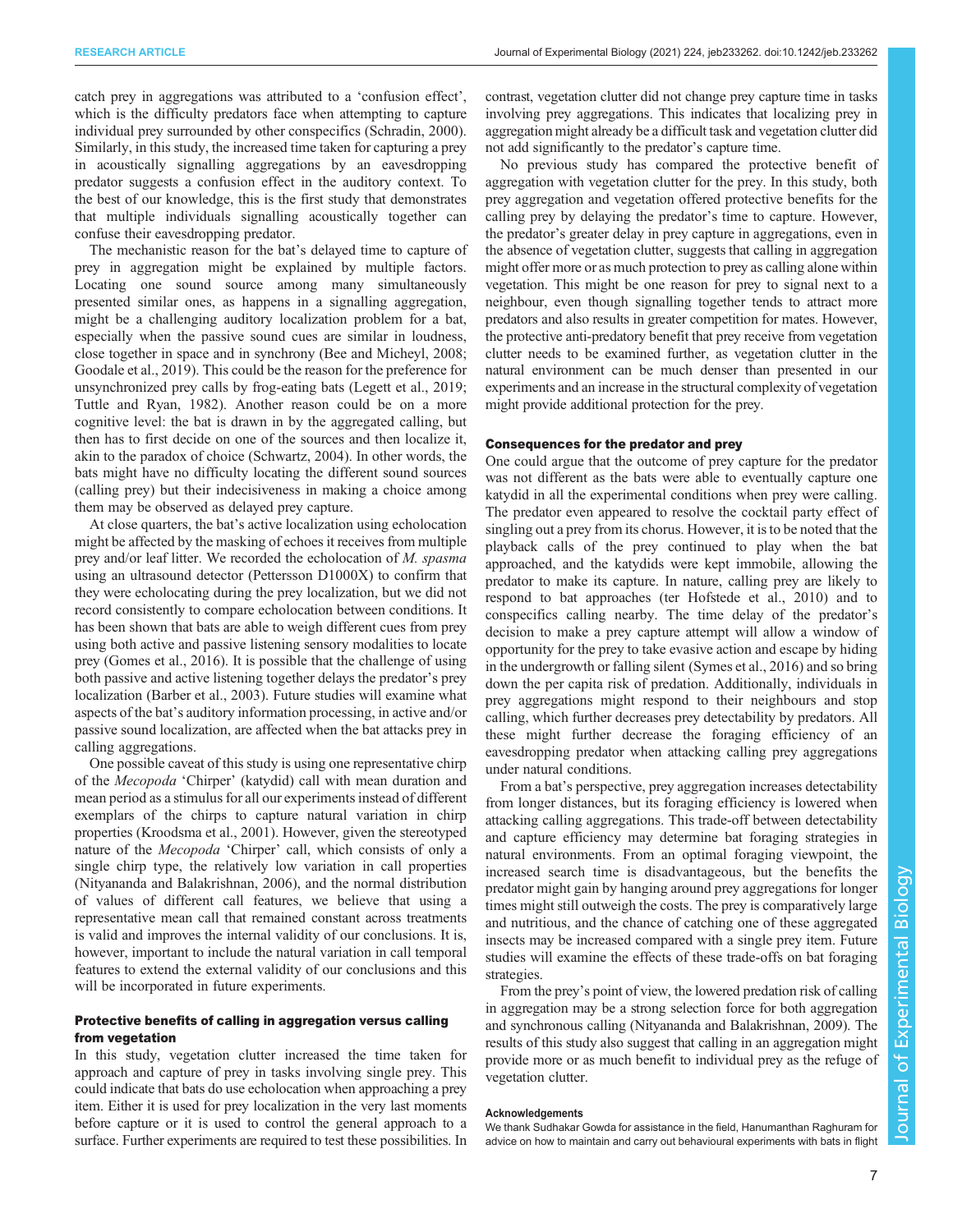catch prey in aggregations was attributed to a 'confusion effect', which is the difficulty predators face when attempting to capture individual prey surrounded by other conspecifics (Schradin, 2000). Similarly, in this study, the increased time taken for capturing a prey in acoustically signalling aggregations by an eavesdropping predator suggests a confusion effect in the auditory context. To the best of our knowledge, this is the first study that demonstrates that multiple individuals signalling acoustically together can confuse their eavesdropping predator.

The mechanistic reason for the bat's delayed time to capture of prey in aggregation might be explained by multiple factors. Locating one sound source among many simultaneously presented similar ones, as happens in a signalling aggregation, might be a challenging auditory localization problem for a bat, especially when the passive sound cues are similar in loudness, close together in space and in synchrony (Bee and Micheyl, 2008; Goodale et al., 2019). This could be the reason for the preference for unsynchronized prey calls by frog-eating bats (Legett et al., 2019; Tuttle and Ryan, 1982). Another reason could be on a more cognitive level: the bat is drawn in by the aggregated calling, but then has to first decide on one of the sources and then localize it, akin to the paradox of choice (Schwartz, 2004). In other words, the bats might have no difficulty locating the different sound sources (calling prey) but their indecisiveness in making a choice among them may be observed as delayed prey capture.

At close quarters, the bat's active localization using echolocation might be affected by the masking of echoes it receives from multiple prey and/or leaf litter. We recorded the echolocation of *M. spasma* using an ultrasound detector (Pettersson D1000X) to confirm that they were echolocating during the prey localization, but we did not record consistently to compare echolocation between conditions. It has been shown that bats are able to weigh different cues from prey using both active and passive listening sensory modalities to locate prey (Gomes et al., 2016). It is possible that the challenge of using both passive and active listening together delays the predator's prey localization (Barber et al., 2003). Future studies will examine what aspects of the bat's auditory information processing, in active and/or passive sound localization, are affected when the bat attacks prey in calling aggregations.

One possible caveat of this study is using one representative chirp of the *Mecopoda* 'Chirper' (katydid) call with mean duration and mean period as a stimulus for all our experiments instead of different exemplars of the chirps to capture natural variation in chirp properties (Kroodsma et al., 2001). However, given the stereotyped nature of the *Mecopoda* 'Chirper' call, which consists of only a single chirp type, the relatively low variation in call properties (Nityananda and Balakrishnan, 2006), and the normal distribution of values of different call features, we believe that using a representative mean call that remained constant across treatments is valid and improves the internal validity of our conclusions. It is, however, important to include the natural variation in call temporal features to extend the external validity of our conclusions and this will be incorporated in future experiments.

## Protective benefits of calling in aggregation versus calling from vegetation

In this study, vegetation clutter increased the time taken for approach and capture of prey in tasks involving single prey. This could indicate that bats do use echolocation when approaching a prey item. Either it is used for prey localization in the very last moments before capture or it is used to control the general approach to a surface. Further experiments are required to test these possibilities. In contrast, vegetation clutter did not change prey capture time in tasks involving prey aggregations. This indicates that localizing prey in aggregation might already be a difficult task and vegetation clutter did not add significantly to the predator's capture time.

No previous study has compared the protective benefit of aggregation with vegetation clutter for the prey. In this study, both prey aggregation and vegetation offered protective benefits for the calling prey by delaying the predator's time to capture. However, the predator's greater delay in prey capture in aggregations, even in the absence of vegetation clutter, suggests that calling in aggregation might offer more or as much protection to prey as calling alone within vegetation. This might be one reason for prey to signal next to a neighbour, even though signalling together tends to attract more predators and also results in greater competition for mates. However, the protective anti-predatory benefit that prey receive from vegetation clutter needs to be examined further, as vegetation clutter in the natural environment can be much denser than presented in our experiments and an increase in the structural complexity of vegetation might provide additional protection for the prey.

## Consequences for the predator and prey

One could argue that the outcome of prey capture for the predator was not different as the bats were able to eventually capture one katydid in all the experimental conditions when prey were calling. The predator even appeared to resolve the cocktail party effect of singling out a prey from its chorus. However, it is to be noted that the playback calls of the prey continued to play when the bat approached, and the katydids were kept immobile, allowing the predator to make its capture. In nature, calling prey are likely to respond to bat approaches (ter Hofstede et al., 2010) and to conspecifics calling nearby. The time delay of the predator's decision to make a prey capture attempt will allow a window of opportunity for the prey to take evasive action and escape by hiding in the undergrowth or falling silent (Symes et al., 2016) and so bring down the per capita risk of predation. Additionally, individuals in prey aggregations might respond to their neighbours and stop calling, which further decreases prey detectability by predators. All these might further decrease the foraging efficiency of an eavesdropping predator when attacking calling prey aggregations under natural conditions.

From a bat's perspective, prey aggregation increases detectability from longer distances, but its foraging efficiency is lowered when attacking calling aggregations. This trade-off between detectability and capture efficiency may determine bat foraging strategies in natural environments. From an optimal foraging viewpoint, the increased search time is disadvantageous, but the benefits the predator might gain by hanging around prey aggregations for longer times might still outweigh the costs. The prey is comparatively large and nutritious, and the chance of catching one of these aggregated insects may be increased compared with a single prey item. Future studies will examine the effects of these trade-offs on bat foraging strategies.

From the prey's point of view, the lowered predation risk of calling in aggregation may be a strong selection force for both aggregation and synchronous calling (Nityananda and Balakrishnan, 2009). The results of this study also suggest that calling in an aggregation might provide more or as much benefit to individual prey as the refuge of vegetation clutter.

#### Acknowledgements

We thank Sudhakar Gowda for assistance in the field, Hanumanthan Raghuram for advice on how to maintain and carry out behavioural experiments with bats in flight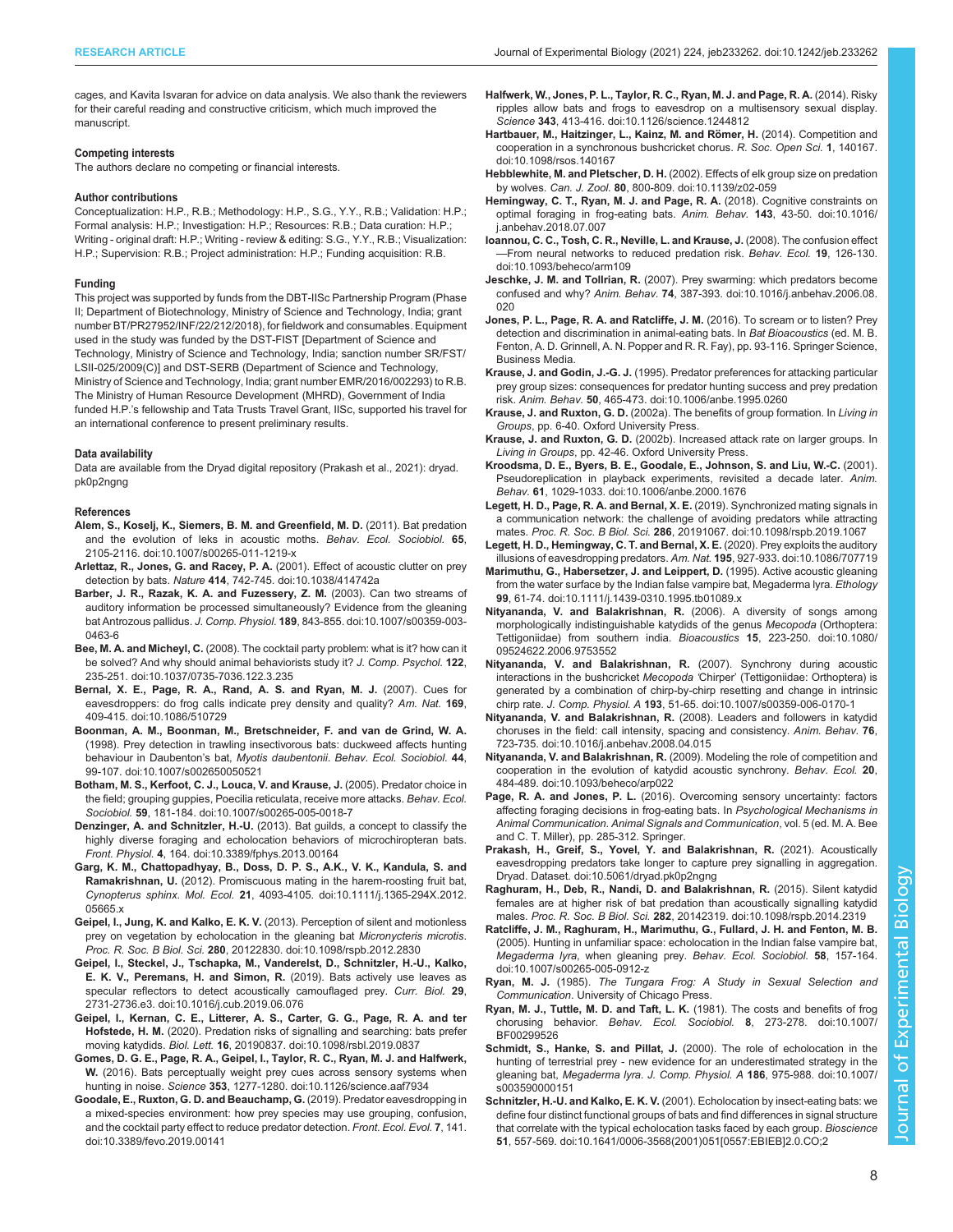cages, and Kavita Isvaran for advice on data analysis. We also thank the reviewers for their careful reading and constructive criticism, which much improved the manuscript.

#### Competing interests

The authors declare no competing or financial interests.

#### Author contributions

Conceptualization: H.P., R.B.; Methodology: H.P., S.G., Y.Y., R.B.; Validation: H.P.; Formal analysis: H.P.; Investigation: H.P.; Resources: R.B.; Data curation: H.P.; Writing - original draft: H.P.; Writing - review & editing: S.G., Y.Y., R.B.; Visualization: H.P.; Supervision: R.B.; Project administration: H.P.; Funding acquisition: R.B.

#### Funding

This project was supported by funds from the DBT-IISc Partnership Program (Phase II; Department of Biotechnology, Ministry of Science and Technology, India; grant number BT/PR27952/INF/22/212/2018), for fieldwork and consumables. Equipment used in the study was funded by the DST-FIST [Department of Science and Technology, Ministry of Science and Technology, India; sanction number SR/FST/LSII-025/2009(C)] and DST-SERB (Department of Science and Technology, Ministry of Science and Technology, India; grant number EMR/2016/002293) to R.B. The Ministry of Human Resource Development (MHRD), Government of India funded H.P.'s fellowship and Tata Trusts Travel Grant, IISc, supported his travel for an international conference to present preliminary results.

#### Data availability

Data are available from the Dryad digital repository (Prakash et al., 2021): dryad.pk0p2ngng

#### References

**Alem, S., Koselj, K., Siemers, B. M. and Greenfield, M. D.** (2011). Bat predation and the evolution of leks in acoustic moths. *Behav. Ecol. Sociobiol.* **65**, 2105-2116. doi:10.1007/s00265-011-1219-x

**Arlettaz, R., Jones, G. and Racey, P. A.** (2001). Effect of acoustic clutter on prey detection by bats. *Nature* **414**, 742-745. doi:10.1038/414742a

**Barber, J. R., Razak, K. A. and Fuzessery, Z. M.** (2003). Can two streams of auditory information be processed simultaneously? Evidence from the gleaning bat Antrozous pallidus. *J. Comp. Physiol.* **189**, 843-855. doi:10.1007/s00359-003-0463-6

**Bee, M. A. and Micheyl, C.** (2008). The cocktail party problem: what is it? how can it be solved? And why should animal behaviorists study it? *J. Comp. Psychol.* **122**, 235-251. doi:10.1037/0735-7036.122.3.235

**Bernal, X. E., Page, R. A., Rand, A. S. and Ryan, M. J.** (2007). Cues for eavesdroppers: do frog calls indicate prey density and quality? *Am. Nat.* **169**, 409-415. doi:10.1086/510729

**Boonman, A. M., Boonman, M., Bretschneider, F. and van de Grind, W. A.** (1998). Prey detection in trawling insectivorous bats: duckweed affects hunting behaviour in Daubenton's bat, *Myotis daubentonii*. *Behav. Ecol. Sociobiol.* **44**, 99-107. doi:10.1007/s002650050521

**Botham, M. S., Kerfoot, C. J., Louca, V. and Krause, J.** (2005). Predator choice in the field; grouping guppies, Poecilia reticulata, receive more attacks. *Behav. Ecol. Sociobiol.* **59**, 181-184. doi:10.1007/s00265-005-0018-7

**Denzinger, A. and Schnitzler, H.-U.** (2013). Bat guilds, a concept to classify the highly diverse foraging and echolocation behaviors of microchiropteran bats. *Front. Physiol.* **4**, 164. doi:10.3389/fphys.2013.00164

**Garg, K. M., Chattopadhyay, B., Doss, D. P. S., A.K., V. K., Kandula, S. and Ramakrishnan, U.** (2012). Promiscuous mating in the harem-roosting fruit bat, *Cynopterus sphinx*. *Mol. Ecol.* **21**, 4093-4105. doi:10.1111/j.1365-294X.2012.05665.x

**Geipel, I., Jung, K. and Kalko, E. K. V.** (2013). Perception of silent and motionless prey on vegetation by echolocation in the gleaning bat *Micronycteris microtis*. *Proc. R. Soc. B Biol. Sci.* **280**, 20122830. doi:10.1098/rspb.2012.2830

**Geipel, I., Steckel, J., Tschapka, M., Vanderelst, D., Schnitzler, H.-U., Kalko, E. K. V., Peremans, H. and Simon, R.** (2019). Bats actively use leaves as specular reflectors to detect acoustically camouflaged prey. *Curr. Biol.* **29**, 2731-2736.e3. doi:10.1016/j.cub.2019.06.076

**Geipel, I., Kernan, C. E., Litterer, A. S., Carter, G. G., Page, R. A. and ter Hofstede, H. M.** (2020). Predation risks of signalling and searching: bats prefer moving katydids. *Biol. Lett.* **16**, 20190837. doi:10.1098/rsbl.2019.0837

**Gomes, D. G. E., Page, R. A., Geipel, I., Taylor, R. C., Ryan, M. J. and Halfwerk, W.** (2016). Bats perceptually weight prey cues across sensory systems when hunting in noise. *Science* **353**, 1277-1280. doi:10.1126/science.aaf7934

**Goodale, E., Ruxton, G. D. and Beauchamp, G.** (2019). Predator eavesdropping in a mixed-species environment: how prey species may use grouping, confusion, and the cocktail party effect to reduce predator detection. *Front. Ecol. Evol.* **7**, 141. doi:10.3389/fevo.2019.00141

**Halfwerk, W., Jones, P. L., Taylor, R. C., Ryan, M. J. and Page, R. A.** (2014). Risky ripples allow bats and frogs to eavesdrop on a multisensory sexual display. *Science* **343**, 413-416. doi:10.1126/science.1244812

**Hartbauer, M., Haitzinger, L., Kainz, M. and Römer, H.** (2014). Competition and cooperation in a synchronous bushcricket chorus. *R. Soc. Open Sci.* **1**, 140167. doi:10.1098/rsos.140167

**Hebblewhite, M. and Pletscher, D. H.** (2002). Effects of elk group size on predation by wolves. *Can. J. Zool.* **80**, 800-809. doi:10.1139/z02-059

**Hemingway, C. T., Ryan, M. J. and Page, R. A.** (2018). Cognitive constraints on optimal foraging in frog-eating bats. *Anim. Behav.* **143**, 43-50. doi:10.1016/j.anbehav.2018.07.007

**Ioannou, C. C., Tosh, C. R., Neville, L. and Krause, J.** (2008). The confusion effect—From neural networks to reduced predation risk. *Behav. Ecol.* **19**, 126-130. doi:10.1093/beheco/arm109

**Jeschke, J. M. and Tollrian, R.** (2007). Prey swarming: which predators become confused and why? *Anim. Behav.* **74**, 387-393. doi:10.1016/j.anbehav.2006.08.020

**Jones, P. L., Page, R. A. and Ratcliffe, J. M.** (2016). To scream or to listen? Prey detection and discrimination in animal-eating bats. In *Bat Bioacoustics* (ed. M. B. Fenton, A. D. Grinnell, A. N. Popper and R. R. Fay), pp. 93-116. Springer Science, Business Media.

**Krause, J. and Godin, J.-G. J.** (1995). Predator preferences for attacking particular prey group sizes: consequences for predator hunting success and prey predation risk. *Anim. Behav.* **50**, 465-473. doi:10.1006/anbe.1995.0260

**Krause, J. and Ruxton, G. D.** (2002a). The benefits of group formation. In *Living in Groups*, pp. 6-40. Oxford University Press.

**Krause, J. and Ruxton, G. D.** (2002b). Increased attack rate on larger groups. In *Living in Groups*, pp. 42-46. Oxford University Press.

**Kroodsma, D. E., Byers, B. E., Goodale, E., Johnson, S. and Liu, W.-C.** (2001). Pseudoreplication in playback experiments, revisited a decade later. *Anim. Behav.* **61**, 1029-1033. doi:10.1006/anbe.2000.1676

**Legett, H. D., Page, R. A. and Bernal, X. E.** (2019). Synchronized mating signals in a communication network: the challenge of avoiding predators while attracting mates. *Proc. R. Soc. B Biol. Sci.* **286**, 20191067. doi:10.1098/rspb.2019.1067

**Legett, H. D., Hemingway, C. T. and Bernal, X. E.** (2020). Prey exploits the auditory illusions of eavesdropping predators. *Am. Nat.* **195**, 927-933. doi:10.1086/707719

**Marimuthu, G., Habersetzer, J. and Leippert, D.** (1995). Active acoustic gleaning from the water surface by the Indian false vampire bat, Megaderma lyra. *Ethology* **99**, 61-74. doi:10.1111/j.1439-0310.1995.tb01089.x

**Nityananda, V. and Balakrishnan, R.** (2006). A diversity of songs among morphologically indistinguishable katydids of the genus *Mecopoda* (Orthoptera: Tettigoniidae) from southern india. *Bioacoustics* **15**, 223-250. doi:10.1080/09524622.2006.9753552

**Nityananda, V. and Balakrishnan, R.** (2007). Synchrony during acoustic interactions in the bushcricket *Mecopoda* 'Chirper' (Tettigoniidae: Orthoptera) is generated by a combination of chirp-by-chirp resetting and change in intrinsic chirp rate. *J. Comp. Physiol. A* **193**, 51-65. doi:10.1007/s00359-006-0170-1

**Nityananda, V. and Balakrishnan, R.** (2008). Leaders and followers in katydid choruses in the field: call intensity, spacing and consistency. *Anim. Behav.* **76**, 723-735. doi:10.1016/j.anbehav.2008.04.015

**Nityananda, V. and Balakrishnan, R.** (2009). Modeling the role of competition and cooperation in the evolution of katydid acoustic synchrony. *Behav. Ecol.* **20**, 484-489. doi:10.1093/beheco/arp022

**Page, R. A. and Jones, P. L.** (2016). Overcoming sensory uncertainty: factors affecting foraging decisions in frog-eating bats. In *Psychological Mechanisms in Animal Communication. Animal Signals and Communication*, vol. 5 (ed. M. A. Bee and C. T. Miller), pp. 285-312. Springer.

**Prakash, H., Greif, S., Yovel, Y. and Balakrishnan, R.** (2021). Acoustically eavesdropping predators take longer to capture prey signalling in aggregation. Dryad. Dataset. doi:10.5061/dryad.pk0p2ngng

**Raghuram, H., Deb, R., Nandi, D. and Balakrishnan, R.** (2015). Silent katydid females are at higher risk of bat predation than acoustically signalling katydid males. *Proc. R. Soc. B Biol. Sci.* **282**, 20142319. doi:10.1098/rspb.2014.2319

**Ratcliffe, J. M., Raghuram, H., Marimuthu, G., Fullard, J. H. and Fenton, M. B.** (2005). Hunting in unfamiliar space: echolocation in the Indian false vampire bat, *Megaderma lyra*, when gleaning prey. *Behav. Ecol. Sociobiol.* **58**, 157-164. doi:10.1007/s00265-005-0912-z

**Ryan, M. J.** (1985). *The Tungara Frog: A Study in Sexual Selection and Communication*. University of Chicago Press.

**Ryan, M. J., Tuttle, M. D. and Taft, L. K.** (1981). The costs and benefits of frog chorusing behavior. *Behav. Ecol. Sociobiol.* **8**, 273-278. doi:10.1007/BF00299526

**Schmidt, S., Hanke, S. and Pillat, J.** (2000). The role of echolocation in the hunting of terrestrial prey - new evidence for an underestimated strategy in the gleaning bat, *Megaderma lyra*. *J. Comp. Physiol. A* **186**, 975-988. doi:10.1007/s003590000151

**Schnitzler, H.-U. and Kalko, E. K. V.** (2001). Echolocation by insect-eating bats: we define four distinct functional groups of bats and find differences in signal structure that correlate with the typical echolocation tasks faced by each group. *Bioscience* **51**, 557-569. doi:10.1641/0006-3568(2001)051[0557:EBIEB]2.0.CO;2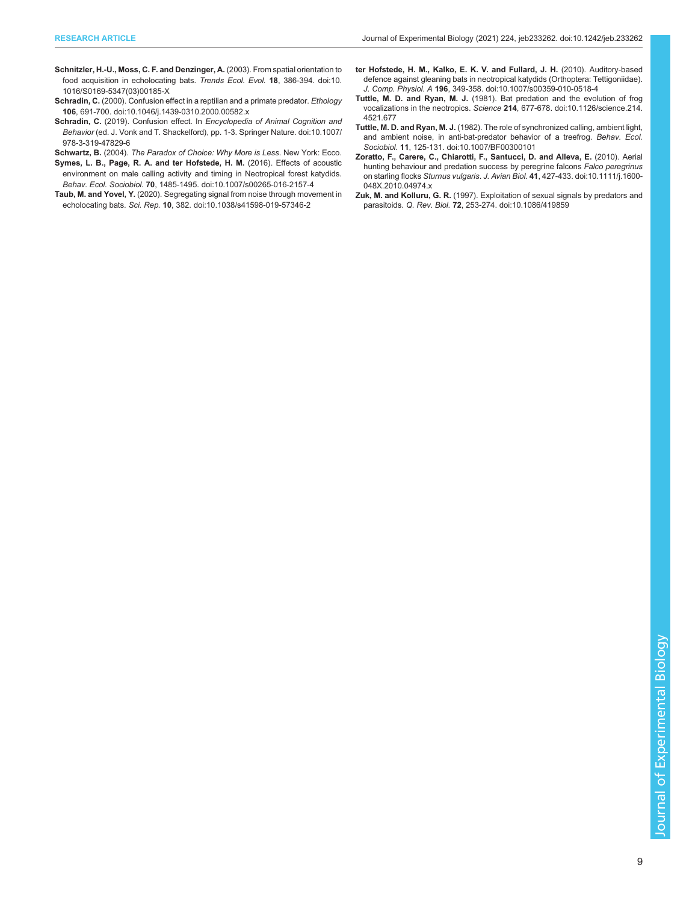**Schnitzler, H.-U., Moss, C. F. and Denzinger, A.** (2003). From spatial orientation to food acquisition in echolocating bats. *Trends Ecol. Evol.* **18**, 386-394. doi:10.1016/S0169-5347(03)00185-X

**Schradin, C.** (2000). Confusion effect in a reptilian and a primate predator. *Ethology* **106**, 691-700. doi:10.1046/j.1439-0310.2000.00582.x

**Schradin, C.** (2019). Confusion effect. In *Encyclopedia of Animal Cognition and Behavior* (ed. J. Vonk and T. Shackelford), pp. 1-3. Springer Nature. doi:10.1007/978-3-319-47829-6

**Schwartz, B.** (2004). *The Paradox of Choice: Why More is Less*. New York: Ecco.

**Symes, L. B., Page, R. A. and ter Hofstede, H. M.** (2016). Effects of acoustic environment on male calling activity and timing in Neotropical forest katydids. *Behav. Ecol. Sociobiol.* **70**, 1485-1495. doi:10.1007/s00265-016-2157-4

**Taub, M. and Yovel, Y.** (2020). Segregating signal from noise through movement in echolocating bats. *Sci. Rep.* **10**, 382. doi:10.1038/s41598-019-57346-2

**ter Hofstede, H. M., Kalko, E. K. V. and Fullard, J. H.** (2010). Auditory-based defence against gleaning bats in neotropical katydids (Orthoptera: Tettigoniidae). *J. Comp. Physiol. A* **196**, 349-358. doi:10.1007/s00359-010-0518-4

**Tuttle, M. D. and Ryan, M. J.** (1981). Bat predation and the evolution of frog vocalizations in the neotropics. *Science* **214**, 677-678. doi:10.1126/science.214.4521.677

**Tuttle, M. D. and Ryan, M. J.** (1982). The role of synchronized calling, ambient light, and ambient noise, in anti-bat-predator behavior of a treefrog. *Behav. Ecol. Sociobiol.* **11**, 125-131. doi:10.1007/BF00300101

**Zoratto, F., Carere, C., Chiarotti, F., Santucci, D. and Alleva, E.** (2010). Aerial hunting behaviour and predation success by peregrine falcons *Falco peregrinus* on starling flocks *Sturnus vulgaris*. *J. Avian Biol.* **41**, 427-433. doi:10.1111/j.1600-048X.2010.04974.x

**Zuk, M. and Kolluru, G. R.** (1997). Exploitation of sexual signals by predators and parasitoids. *Q. Rev. Biol.* **72**, 253-274. doi:10.1086/419859